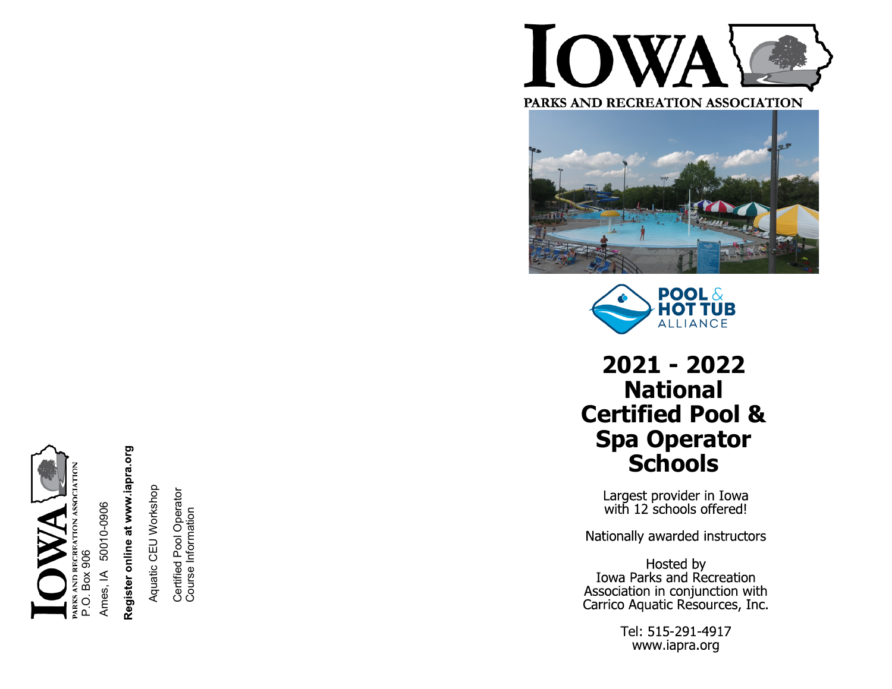IOWA PARKS AND RECREATION ASSOCIATION
P.O. Box 906
Ames, IA 50010-0906

**Register online at www.iapra.org**

Aquatic CEU Workshop

Certified Pool Operator
Course Information

IOWA

PARKS AND RECREATION ASSOCIATION

POOL & HOT TUB ALLIANCE

# 2021 - 2022 National Certified Pool & Spa Operator Schools

Largest provider in Iowa
with 12 schools offered!

Nationally awarded instructors

Hosted by
Iowa Parks and Recreation
Association in conjunction with
Carrico Aquatic Resources, Inc.

Tel: 515-291-4917
www.iapra.org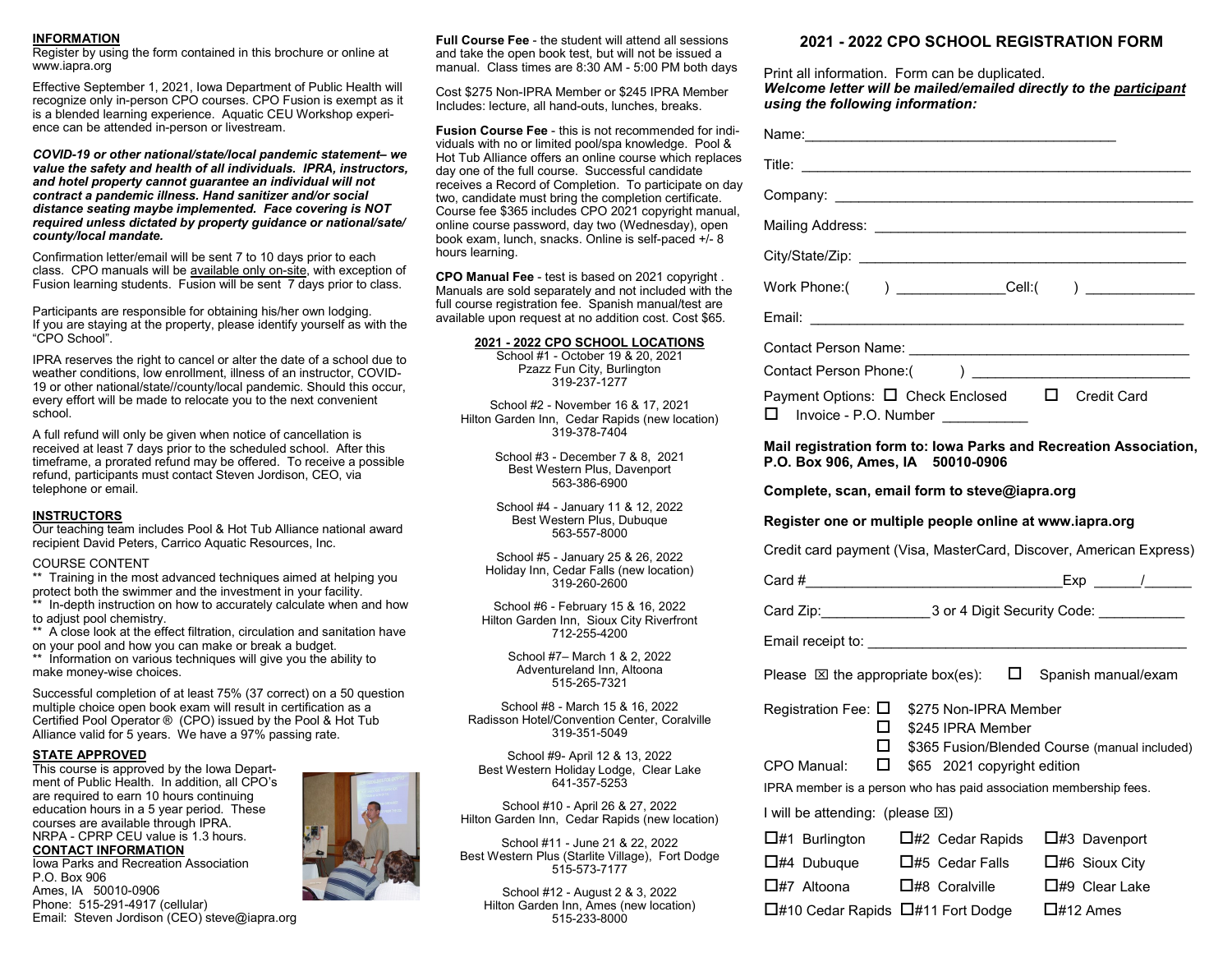**INFORMATION**

Register by using the form contained in this brochure or online at www.iapra.org

Effective September 1, 2021, Iowa Department of Public Health will recognize only in-person CPO courses. CPO Fusion is exempt as it is a blended learning experience. Aquatic CEU Workshop experience can be attended in-person or livestream.

***COVID-19 or other national/state/local pandemic statement– we value the safety and health of all individuals. IPRA, instructors, and hotel property cannot guarantee an individual will not contract a pandemic illness. Hand sanitizer and/or social distance seating maybe implemented. Face covering is NOT required unless dictated by property guidance or national/sate/county/local mandate.***

Confirmation letter/email will be sent 7 to 10 days prior to each class. CPO manuals will be available only on-site, with exception of Fusion learning students. Fusion will be sent 7 days prior to class.

Participants are responsible for obtaining his/her own lodging. If you are staying at the property, please identify yourself as with the "CPO School".

IPRA reserves the right to cancel or alter the date of a school due to weather conditions, low enrollment, illness of an instructor, COVID-19 or other national/state//county/local pandemic. Should this occur, every effort will be made to relocate you to the next convenient school.

A full refund will only be given when notice of cancellation is received at least 7 days prior to the scheduled school. After this timeframe, a prorated refund may be offered. To receive a possible refund, participants must contact Steven Jordison, CEO, via telephone or email.

**INSTRUCTORS**

Our teaching team includes Pool & Hot Tub Alliance national award recipient David Peters, Carrico Aquatic Resources, Inc.

COURSE CONTENT

** Training in the most advanced techniques aimed at helping you protect both the swimmer and the investment in your facility.
** In-depth instruction on how to accurately calculate when and how to adjust pool chemistry.
** A close look at the effect filtration, circulation and sanitation have on your pool and how you can make or break a budget.
** Information on various techniques will give you the ability to make money-wise choices.

Successful completion of at least 75% (37 correct) on a 50 question multiple choice open book exam will result in certification as a Certified Pool Operator ® (CPO) issued by the Pool & Hot Tub Alliance valid for 5 years. We have a 97% passing rate.

**STATE APPROVED**

This course is approved by the Iowa Department of Public Health. In addition, all CPO's are required to earn 10 hours continuing education hours in a 5 year period. These courses are available through IPRA. NRPA - CPRP CEU value is 1.3 hours.

**CONTACT INFORMATION**

Iowa Parks and Recreation Association
P.O. Box 906
Ames, IA 50010-0906
Phone: 515-291-4917 (cellular)
Email: Steven Jordison (CEO) steve@iapra.org

**Full Course Fee** - the student will attend all sessions and take the open book test, but will not be issued a manual. Class times are 8:30 AM - 5:00 PM both days

Cost $275 Non-IPRA Member or $245 IPRA Member Includes: lecture, all hand-outs, lunches, breaks.

**Fusion Course Fee** - this is not recommended for individuals with no or limited pool/spa knowledge. Pool & Hot Tub Alliance offers an online course which replaces day one of the full course. Successful candidate receives a Record of Completion. To participate on day two, candidate must bring the completion certificate. Course fee $365 includes CPO 2021 copyright manual, online course password, day two (Wednesday), open book exam, lunch, snacks. Online is self-paced +/- 8 hours learning.

**CPO Manual Fee** - test is based on 2021 copyright . Manuals are sold separately and not included with the full course registration fee. Spanish manual/test are available upon request at no addition cost. Cost $65.

**2021 - 2022 CPO SCHOOL LOCATIONS**

School #1 - October 19 & 20, 2021
Pzazz Fun City, Burlington
319-237-1277

School #2 - November 16 & 17, 2021
Hilton Garden Inn, Cedar Rapids (new location)
319-378-7404

School #3 - December 7 & 8, 2021
Best Western Plus, Davenport
563-386-6900

School #4 - January 11 & 12, 2022
Best Western Plus, Dubuque
563-557-8000

School #5 - January 25 & 26, 2022
Holiday Inn, Cedar Falls (new location)
319-260-2600

School #6 - February 15 & 16, 2022
Hilton Garden Inn, Sioux City Riverfront
712-255-4200

School #7– March 1 & 2, 2022
Adventureland Inn, Altoona
515-265-7321

School #8 - March 15 & 16, 2022
Radisson Hotel/Convention Center, Coralville
319-351-5049

School #9- April 12 & 13, 2022
Best Western Holiday Lodge, Clear Lake
641-357-5253

School #10 - April 26 & 27, 2022
Hilton Garden Inn, Cedar Rapids (new location)

School #11 - June 21 & 22, 2022
Best Western Plus (Starlite Village), Fort Dodge
515-573-7177

School #12 - August 2 & 3, 2022
Hilton Garden Inn, Ames (new location)
515-233-8000

## 2021 - 2022 CPO SCHOOL REGISTRATION FORM

Print all information. Form can be duplicated.
***Welcome letter will be mailed/emailed directly to the participant using the following information:***

Name:\_\_\_\_\_\_\_\_\_\_\_\_\_\_\_\_\_\_\_\_\_\_\_\_\_\_\_\_\_\_\_\_\_\_\_\_

Title: \_\_\_\_\_\_\_\_\_\_\_\_\_\_\_\_\_\_\_\_\_\_\_\_\_\_\_\_\_\_\_\_\_\_\_\_

Company: \_\_\_\_\_\_\_\_\_\_\_\_\_\_\_\_\_\_\_\_\_\_\_\_\_\_\_\_\_\_\_\_

Mailing Address: \_\_\_\_\_\_\_\_\_\_\_\_\_\_\_\_\_\_\_\_\_\_\_\_\_\_\_

City/State/Zip: \_\_\_\_\_\_\_\_\_\_\_\_\_\_\_\_\_\_\_\_\_\_\_\_\_\_\_\_

Work Phone:(     ) \_\_\_\_\_\_\_\_\_\_Cell:(     ) \_\_\_\_\_\_\_\_\_\_

Email: \_\_\_\_\_\_\_\_\_\_\_\_\_\_\_\_\_\_\_\_\_\_\_\_\_\_\_\_\_\_\_\_\_\_\_

Contact Person Name: \_\_\_\_\_\_\_\_\_\_\_\_\_\_\_\_\_\_\_\_\_\_\_

Contact Person Phone:(     ) \_\_\_\_\_\_\_\_\_\_\_\_\_\_\_\_\_\_

Payment Options: ☐ Check Enclosed ☐ Credit Card
☐ Invoice - P.O. Number \_\_\_\_\_\_\_\_\_\_

**Mail registration form to: Iowa Parks and Recreation Association, P.O. Box 906, Ames, IA 50010-0906**

**Complete, scan, email form to steve@iapra.org**

**Register one or multiple people online at www.iapra.org**

Credit card payment (Visa, MasterCard, Discover, American Express)

Card #\_\_\_\_\_\_\_\_\_\_\_\_\_\_\_\_\_\_\_\_\_\_\_\_\_\_\_\_\_\_Exp \_\_\_\_\_/\_\_\_\_\_

Card Zip:\_\_\_\_\_\_\_\_\_\_\_\_\_3 or 4 Digit Security Code: \_\_\_\_\_\_\_\_\_\_

Email receipt to: \_\_\_\_\_\_\_\_\_\_\_\_\_\_\_\_\_\_\_\_\_\_\_\_\_\_\_\_\_

Please ☒ the appropriate box(es): ☐ Spanish manual/exam

Registration Fee: ☐ $275 Non-IPRA Member
☐ $245 IPRA Member
☐ $365 Fusion/Blended Course (manual included)

CPO Manual: ☐ $65 2021 copyright edition

IPRA member is a person who has paid association membership fees.

I will be attending: (please ☒)

☐#1 Burlington ☐#2 Cedar Rapids ☐#3 Davenport
☐#4 Dubuque ☐#5 Cedar Falls ☐#6 Sioux City
☐#7 Altoona ☐#8 Coralville ☐#9 Clear Lake
☐#10 Cedar Rapids ☐#11 Fort Dodge ☐#12 Ames